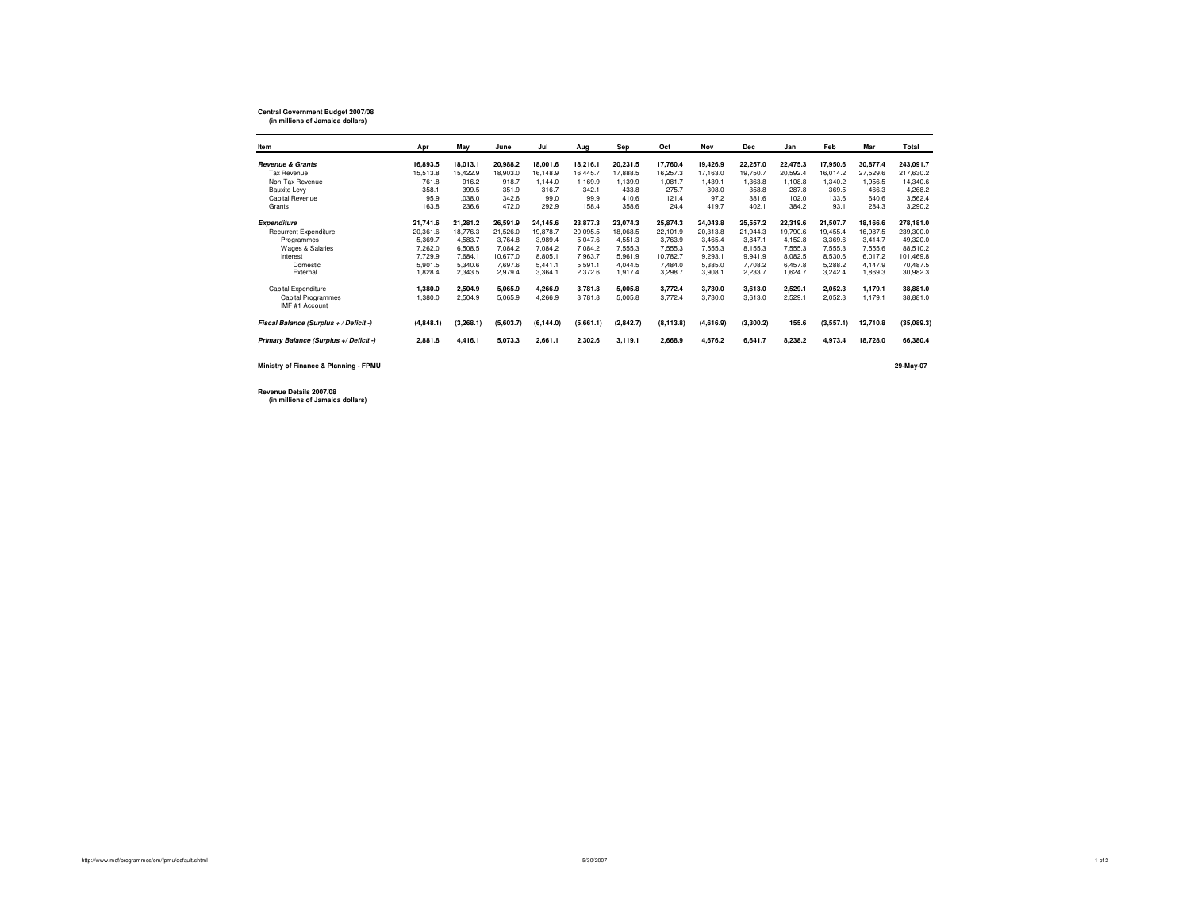**Central Government Budget 2007/08**
**(in millions of Jamaica dollars)**

| Item | Apr | May | June | Jul | Aug | Sep | Oct | Nov | Dec | Jan | Feb | Mar | Total |
|---|---|---|---|---|---|---|---|---|---|---|---|---|---|
| ***Revenue & Grants*** | **16,893.5** | **18,013.1** | **20,988.2** | **18,001.6** | **18,216.1** | **20,231.5** | **17,760.4** | **19,426.9** | **22,257.0** | **22,475.3** | **17,950.6** | **30,877.4** | **243,091.7** |
| Tax Revenue | 15,513.8 | 15,422.9 | 18,903.0 | 16,148.9 | 16,445.7 | 17,888.5 | 16,257.3 | 17,163.0 | 19,750.7 | 20,592.4 | 16,014.2 | 27,529.6 | 217,630.2 |
| Non-Tax Revenue | 761.8 | 916.2 | 918.7 | 1,144.0 | 1,169.9 | 1,139.9 | 1,081.7 | 1,439.1 | 1,363.8 | 1,108.8 | 1,340.2 | 1,956.5 | 14,340.6 |
| Bauxite Levy | 358.1 | 399.5 | 351.9 | 316.7 | 342.1 | 433.8 | 275.7 | 308.0 | 358.8 | 287.8 | 369.5 | 466.3 | 4,268.2 |
| Capital Revenue | 95.9 | 1,038.0 | 342.6 | 99.0 | 99.9 | 410.6 | 121.4 | 97.2 | 381.6 | 102.0 | 133.6 | 640.6 | 3,562.4 |
| Grants | 163.8 | 236.6 | 472.0 | 292.9 | 158.4 | 358.6 | 24.4 | 419.7 | 402.1 | 384.2 | 93.1 | 284.3 | 3,290.2 |
| ***Expenditure*** | **21,741.6** | **21,281.2** | **26,591.9** | **24,145.6** | **23,877.3** | **23,074.3** | **25,874.3** | **24,043.8** | **25,557.2** | **22,319.6** | **21,507.7** | **18,166.6** | **278,181.0** |
| Recurrent Expenditure | 20,361.6 | 18,776.3 | 21,526.0 | 19,878.7 | 20,095.5 | 18,068.5 | 22,101.9 | 20,313.8 | 21,944.3 | 19,790.6 | 19,455.4 | 16,987.5 | 239,300.0 |
| Programmes | 5,369.7 | 4,583.7 | 3,764.8 | 3,989.4 | 5,047.6 | 4,551.3 | 3,763.9 | 3,465.4 | 3,847.1 | 4,152.8 | 3,369.6 | 3,414.7 | 49,320.0 |
| Wages & Salaries | 7,262.0 | 6,508.5 | 7,084.2 | 7,084.2 | 7,084.2 | 7,555.3 | 7,555.3 | 7,555.3 | 8,155.3 | 7,555.3 | 7,555.3 | 7,555.6 | 88,510.2 |
| Interest | 7,729.9 | 7,684.1 | 10,677.0 | 8,805.1 | 7,963.7 | 5,961.9 | 10,782.7 | 9,293.1 | 9,941.9 | 8,082.5 | 8,530.6 | 6,017.2 | 101,469.8 |
| Domestic | 5,901.5 | 5,340.6 | 7,697.6 | 5,441.1 | 5,591.1 | 4,044.5 | 7,484.0 | 5,385.0 | 7,708.2 | 6,457.8 | 5,288.2 | 4,147.9 | 70,487.5 |
| External | 1,828.4 | 2,343.5 | 2,979.4 | 3,364.1 | 2,372.6 | 1,917.4 | 3,298.7 | 3,908.1 | 2,233.7 | 1,624.7 | 3,242.4 | 1,869.3 | 30,982.3 |
| Capital Expenditure | **1,380.0** | **2,504.9** | **5,065.9** | **4,266.9** | **3,781.8** | **5,005.8** | **3,772.4** | **3,730.0** | **3,613.0** | **2,529.1** | **2,052.3** | **1,179.1** | **38,881.0** |
| Capital Programmes | 1,380.0 | 2,504.9 | 5,065.9 | 4,266.9 | 3,781.8 | 5,005.8 | 3,772.4 | 3,730.0 | 3,613.0 | 2,529.1 | 2,052.3 | 1,179.1 | 38,881.0 |
| IMF #1 Account | | | | | | | | | | | | | |
| ***Fiscal Balance (Surplus + / Deficit -)*** | **(4,848.1)** | **(3,268.1)** | **(5,603.7)** | **(6,144.0)** | **(5,661.1)** | **(2,842.7)** | **(8,113.8)** | **(4,616.9)** | **(3,300.2)** | **155.6** | **(3,557.1)** | **12,710.8** | **(35,089.3)** |
| ***Primary Balance (Surplus +/ Deficit -)*** | **2,881.8** | **4,416.1** | **5,073.3** | **2,661.1** | **2,302.6** | **3,119.1** | **2,668.9** | **4,676.2** | **6,641.7** | **8,238.2** | **4,973.4** | **18,728.0** | **66,380.4** |

**Ministry of Finance & Planning - FPMU** **29-May-07**

**Revenue Details 2007/08**
**(in millions of Jamaica dollars)**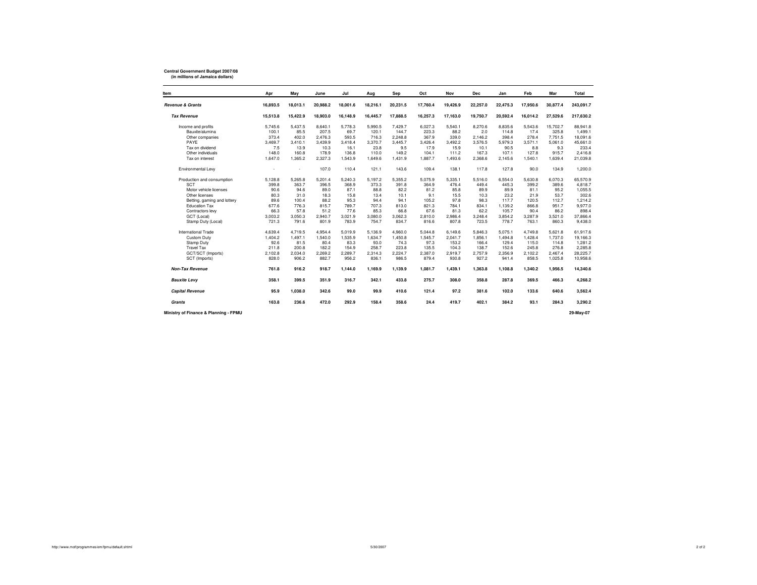**Central Government Budget 2007/08**
**(in millions of Jamaica dollars)**

| Item | Apr | May | June | Jul | Aug | Sep | Oct | Nov | Dec | Jan | Feb | Mar | Total |
|---|---|---|---|---|---|---|---|---|---|---|---|---|---|
| ***Revenue & Grants*** | **16,893.5** | **18,013.1** | **20,988.2** | **18,001.6** | **18,216.1** | **20,231.5** | **17,760.4** | **19,426.9** | **22,257.0** | **22,475.3** | **17,950.6** | **30,877.4** | **243,091.7** |
| ***Tax Revenue*** | **15,513.8** | **15,422.9** | **18,903.0** | **16,148.9** | **16,445.7** | **17,888.5** | **16,257.3** | **17,163.0** | **19,750.7** | **20,592.4** | **16,014.2** | **27,529.6** | **217,630.2** |
| Income and profits | 5,745.6 | 5,437.5 | 8,640.1 | 5,778.3 | 5,990.5 | 7,429.7 | 6,027.3 | 5,540.1 | 8,270.6 | 8,835.6 | 5,543.6 | 15,702.7 | 88,941.8 |
| Bauxite/alumina | 100.1 | 85.5 | 207.5 | 69.7 | 120.1 | 144.7 | 223.3 | 88.2 | 2.0 | 114.8 | 17.4 | 325.8 | 1,499.1 |
| Other companies | 373.4 | 402.0 | 2,476.3 | 593.5 | 716.3 | 2,248.8 | 367.9 | 339.0 | 2,146.2 | 398.4 | 278.4 | 7,751.5 | 18,091.6 |
| PAYE | 3,469.7 | 3,410.1 | 3,439.9 | 3,418.4 | 3,370.7 | 3,445.7 | 3,426.4 | 3,492.2 | 3,576.5 | 5,979.3 | 3,571.1 | 5,061.0 | 45,661.0 |
| Tax on dividend | 7.5 | 13.9 | 10.3 | 16.1 | 23.8 | 9.5 | 17.9 | 15.9 | 10.1 | 90.5 | 8.8 | 9.3 | 233.4 |
| Other individuals | 148.0 | 160.8 | 178.9 | 136.8 | 110.0 | 149.2 | 104.1 | 111.2 | 167.3 | 107.1 | 127.8 | 915.7 | 2,416.8 |
| Tax on interest | 1,647.0 | 1,365.2 | 2,327.3 | 1,543.9 | 1,649.6 | 1,431.9 | 1,887.7 | 1,493.6 | 2,368.6 | 2,145.6 | 1,540.1 | 1,639.4 | 21,039.8 |
| Environmental Levy | - | - | 107.0 | 110.4 | 121.1 | 143.6 | 109.4 | 138.1 | 117.8 | 127.8 | 90.0 | 134.9 | 1,200.0 |
| Production and consumption | 5,128.8 | 5,265.8 | 5,201.4 | 5,240.3 | 5,197.2 | 5,355.2 | 5,075.9 | 5,335.1 | 5,516.0 | 6,554.0 | 5,630.8 | 6,070.3 | 65,570.9 |
| SCT | 399.8 | 363.7 | 396.5 | 368.9 | 373.3 | 391.8 | 364.9 | 476.4 | 449.4 | 445.3 | 399.2 | 389.6 | 4,818.7 |
| Motor vehicle licenses | 90.6 | 94.6 | 89.0 | 87.1 | 88.8 | 82.2 | 81.2 | 85.8 | 89.9 | 89.9 | 81.1 | 95.2 | 1,055.5 |
| Other licenses | 80.3 | 31.0 | 18.3 | 15.8 | 13.4 | 10.1 | 9.1 | 15.5 | 10.3 | 23.2 | 21.9 | 53.7 | 302.6 |
| Betting, gaming and lottery | 89.6 | 100.4 | 88.2 | 95.3 | 94.4 | 94.1 | 105.2 | 97.8 | 98.3 | 117.7 | 120.5 | 112.7 | 1,214.2 |
| Education Tax | 677.6 | 776.3 | 815.7 | 789.7 | 707.3 | 813.0 | 821.3 | 784.1 | 834.1 | 1,139.2 | 866.8 | 951.7 | 9,977.0 |
| Contractors levy | 66.3 | 57.8 | 51.2 | 77.6 | 85.3 | 66.8 | 67.6 | 81.3 | 62.2 | 105.7 | 90.4 | 86.2 | 898.4 |
| GCT (Local) | 3,003.2 | 3,050.3 | 2,940.7 | 3,021.9 | 3,080.0 | 3,062.3 | 2,810.0 | 2,986.4 | 3,248.4 | 3,854.2 | 3,287.9 | 3,521.0 | 37,866.4 |
| Stamp Duty (Local) | 721.3 | 791.6 | 801.9 | 783.9 | 754.7 | 834.7 | 816.6 | 807.8 | 723.5 | 778.7 | 763.1 | 860.3 | 9,438.0 |
| International Trade | 4,639.4 | 4,719.5 | 4,954.4 | 5,019.9 | 5,136.9 | 4,960.0 | 5,044.8 | 6,149.6 | 5,846.3 | 5,075.1 | 4,749.8 | 5,621.8 | 61,917.6 |
| Custom Duty | 1,404.2 | 1,497.1 | 1,540.0 | 1,535.9 | 1,634.7 | 1,450.8 | 1,545.7 | 2,041.7 | 1,856.1 | 1,494.8 | 1,428.4 | 1,737.0 | 19,166.3 |
| Stamp Duty | 92.6 | 81.5 | 80.4 | 83.3 | 93.0 | 74.3 | 97.3 | 153.2 | 166.4 | 129.4 | 115.0 | 114.8 | 1,281.2 |
| Travel Tax | 211.8 | 200.8 | 182.2 | 154.9 | 258.7 | 223.8 | 135.5 | 104.3 | 138.7 | 152.6 | 245.8 | 276.8 | 2,285.8 |
| GCT/SCT (Imports) | 2,102.8 | 2,034.0 | 2,269.2 | 2,289.7 | 2,314.3 | 2,224.7 | 2,387.0 | 2,919.7 | 2,757.9 | 2,356.9 | 2,102.2 | 2,467.4 | 28,225.7 |
| SCT (Imports) | 828.0 | 906.2 | 882.7 | 956.2 | 836.1 | 986.5 | 879.4 | 930.8 | 927.2 | 941.4 | 858.5 | 1,025.8 | 10,958.6 |
| ***Non-Tax Revenue*** | **761.8** | **916.2** | **918.7** | **1,144.0** | **1,169.9** | **1,139.9** | **1,081.7** | **1,439.1** | **1,363.8** | **1,108.8** | **1,340.2** | **1,956.5** | **14,340.6** |
| ***Bauxite Levy*** | **358.1** | **399.5** | **351.9** | **316.7** | **342.1** | **433.8** | **275.7** | **308.0** | **358.8** | **287.8** | **369.5** | **466.3** | **4,268.2** |
| ***Capital Revenue*** | **95.9** | **1,038.0** | **342.6** | **99.0** | **99.9** | **410.6** | **121.4** | **97.2** | **381.6** | **102.0** | **133.6** | **640.6** | **3,562.4** |
| ***Grants*** | **163.8** | **236.6** | **472.0** | **292.9** | **158.4** | **358.6** | **24.4** | **419.7** | **402.1** | **384.2** | **93.1** | **284.3** | **3,290.2** |

**Ministry of Finance & Planning - FPMU** **29-May-07**